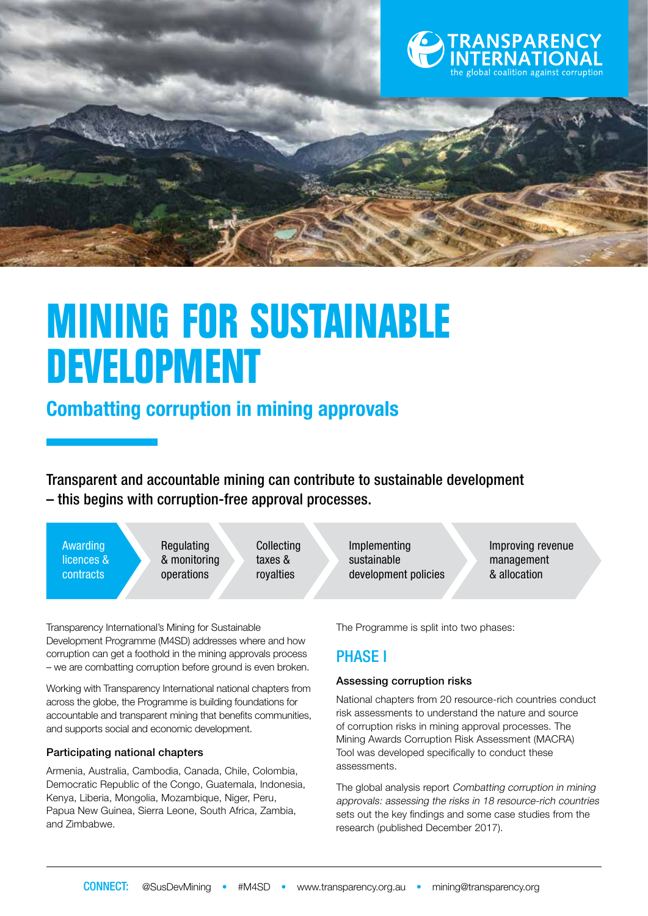TRANSPARENCY INTERNATIONAL
the global coalition against corruption

# MINING FOR SUSTAINABLE DEVELOPMENT

## Combatting corruption in mining approvals

Transparent and accountable mining can contribute to sustainable development – this begins with corruption-free approval processes.

- Awarding licences & contracts
- Regulating & monitoring operations
- Collecting taxes & royalties
- Implementing sustainable development policies
- Improving revenue management & allocation

Transparency International's Mining for Sustainable Development Programme (M4SD) addresses where and how corruption can get a foothold in the mining approvals process – we are combatting corruption before ground is even broken.

Working with Transparency International national chapters from across the globe, the Programme is building foundations for accountable and transparent mining that benefits communities, and supports social and economic development.

#### Participating national chapters

Armenia, Australia, Cambodia, Canada, Chile, Colombia, Democratic Republic of the Congo, Guatemala, Indonesia, Kenya, Liberia, Mongolia, Mozambique, Niger, Peru, Papua New Guinea, Sierra Leone, South Africa, Zambia, and Zimbabwe.

The Programme is split into two phases:

### PHASE I

#### Assessing corruption risks

National chapters from 20 resource-rich countries conduct risk assessments to understand the nature and source of corruption risks in mining approval processes. The Mining Awards Corruption Risk Assessment (MACRA) Tool was developed specifically to conduct these assessments.

The global analysis report *Combatting corruption in mining approvals: assessing the risks in 18 resource-rich countries* sets out the key findings and some case studies from the research (published December 2017).

**CONNECT:** @SusDevMining • #M4SD • www.transparency.org.au • mining@transparency.org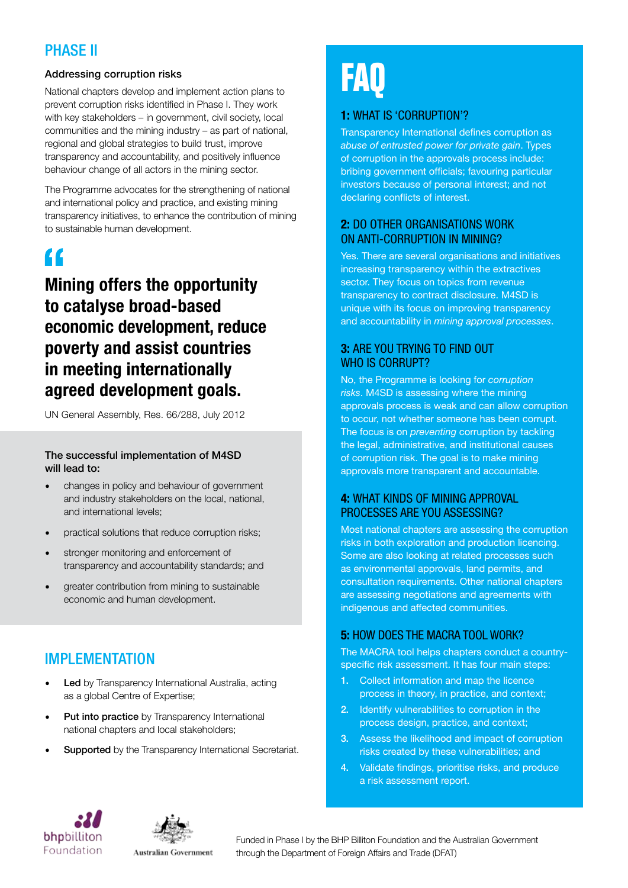## PHASE II

### Addressing corruption risks

National chapters develop and implement action plans to prevent corruption risks identified in Phase I. They work with key stakeholders – in government, civil society, local communities and the mining industry – as part of national, regional and global strategies to build trust, improve transparency and accountability, and positively influence behaviour change of all actors in the mining sector.

The Programme advocates for the strengthening of national and international policy and practice, and existing mining transparency initiatives, to enhance the contribution of mining to sustainable human development.

> **Mining offers the opportunity to catalyse broad-based economic development, reduce poverty and assist countries in meeting internationally agreed development goals.**
>
> UN General Assembly, Res. 66/288, July 2012

**The successful implementation of M4SD will lead to:**

- changes in policy and behaviour of government and industry stakeholders on the local, national, and international levels;
- practical solutions that reduce corruption risks;
- stronger monitoring and enforcement of transparency and accountability standards; and
- greater contribution from mining to sustainable economic and human development.

## IMPLEMENTATION

- **Led** by Transparency International Australia, acting as a global Centre of Expertise;
- **Put into practice** by Transparency International national chapters and local stakeholders;
- **Supported** by the Transparency International Secretariat.

# FAQ

### 1: WHAT IS 'CORRUPTION'?

Transparency International defines corruption as *abuse of entrusted power for private gain*. Types of corruption in the approvals process include: bribing government officials; favouring particular investors because of personal interest; and not declaring conflicts of interest.

### 2: DO OTHER ORGANISATIONS WORK ON ANTI-CORRUPTION IN MINING?

Yes. There are several organisations and initiatives increasing transparency within the extractives sector. They focus on topics from revenue transparency to contract disclosure. M4SD is unique with its focus on improving transparency and accountability in *mining approval processes*.

### 3: ARE YOU TRYING TO FIND OUT WHO IS CORRUPT?

No, the Programme is looking for *corruption risks*. M4SD is assessing where the mining approvals process is weak and can allow corruption to occur, not whether someone has been corrupt. The focus is on *preventing* corruption by tackling the legal, administrative, and institutional causes of corruption risk. The goal is to make mining approvals more transparent and accountable.

### 4: WHAT KINDS OF MINING APPROVAL PROCESSES ARE YOU ASSESSING?

Most national chapters are assessing the corruption risks in both exploration and production licencing. Some are also looking at related processes such as environmental approvals, land permits, and consultation requirements. Other national chapters are assessing negotiations and agreements with indigenous and affected communities.

### 5: HOW DOES THE MACRA TOOL WORK?

The MACRA tool helps chapters conduct a country-specific risk assessment. It has four main steps:

1. Collect information and map the licence process in theory, in practice, and context;
2. Identify vulnerabilities to corruption in the process design, practice, and context;
3. Assess the likelihood and impact of corruption risks created by these vulnerabilities; and
4. Validate findings, prioritise risks, and produce a risk assessment report.

bhpbilliton Foundation

Australian Government

Funded in Phase I by the BHP Billiton Foundation and the Australian Government through the Department of Foreign Affairs and Trade (DFAT)